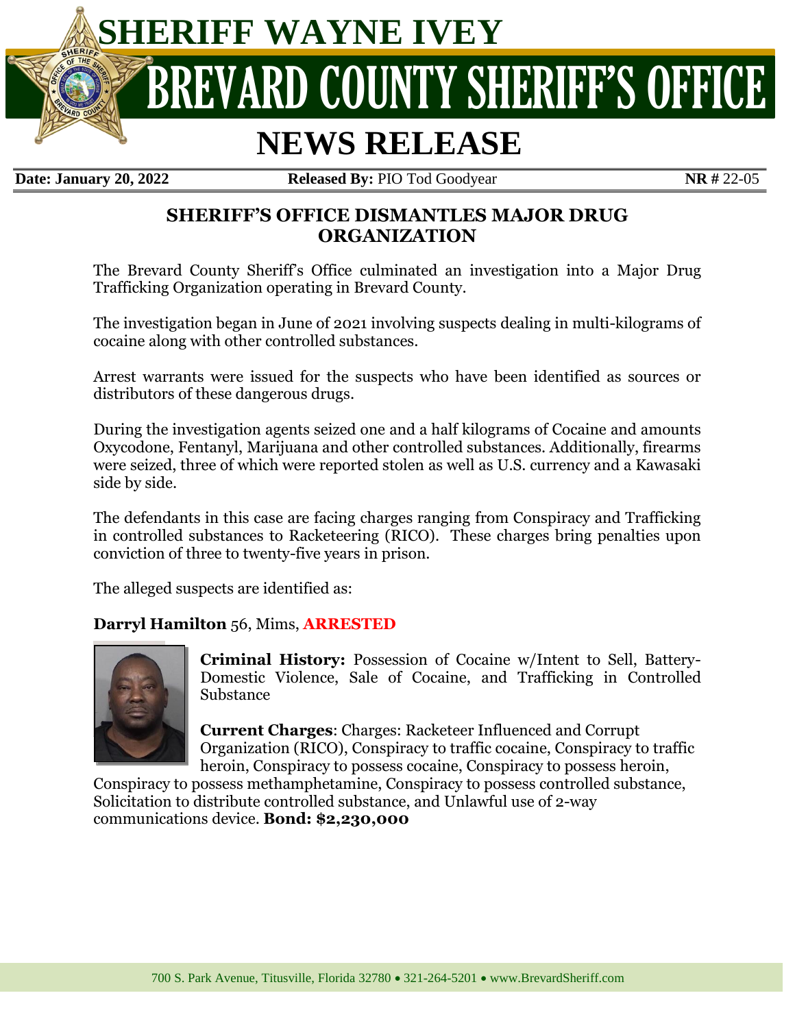# SHERIFF WAYNE IVEY

# BREVARD COUNTY SHERIFF'S OFFICE

# NEWS RELEASE

**Date: January 20, 2022** **Released By:** PIO Tod Goodyear **NR #** 22-05

## SHERIFF'S OFFICE DISMANTLES MAJOR DRUG ORGANIZATION

The Brevard County Sheriff's Office culminated an investigation into a Major Drug Trafficking Organization operating in Brevard County.

The investigation began in June of 2021 involving suspects dealing in multi-kilograms of cocaine along with other controlled substances.

Arrest warrants were issued for the suspects who have been identified as sources or distributors of these dangerous drugs.

During the investigation agents seized one and a half kilograms of Cocaine and amounts Oxycodone, Fentanyl, Marijuana and other controlled substances. Additionally, firearms were seized, three of which were reported stolen as well as U.S. currency and a Kawasaki side by side.

The defendants in this case are facing charges ranging from Conspiracy and Trafficking in controlled substances to Racketeering (RICO). These charges bring penalties upon conviction of three to twenty-five years in prison.

The alleged suspects are identified as:

**Darryl Hamilton** 56, Mims, **ARRESTED**

**Criminal History:** Possession of Cocaine w/Intent to Sell, Battery-Domestic Violence, Sale of Cocaine, and Trafficking in Controlled Substance

**Current Charges**: Charges: Racketeer Influenced and Corrupt Organization (RICO), Conspiracy to traffic cocaine, Conspiracy to traffic heroin, Conspiracy to possess cocaine, Conspiracy to possess heroin, Conspiracy to possess methamphetamine, Conspiracy to possess controlled substance, Solicitation to distribute controlled substance, and Unlawful use of 2-way communications device. **Bond: $2,230,000**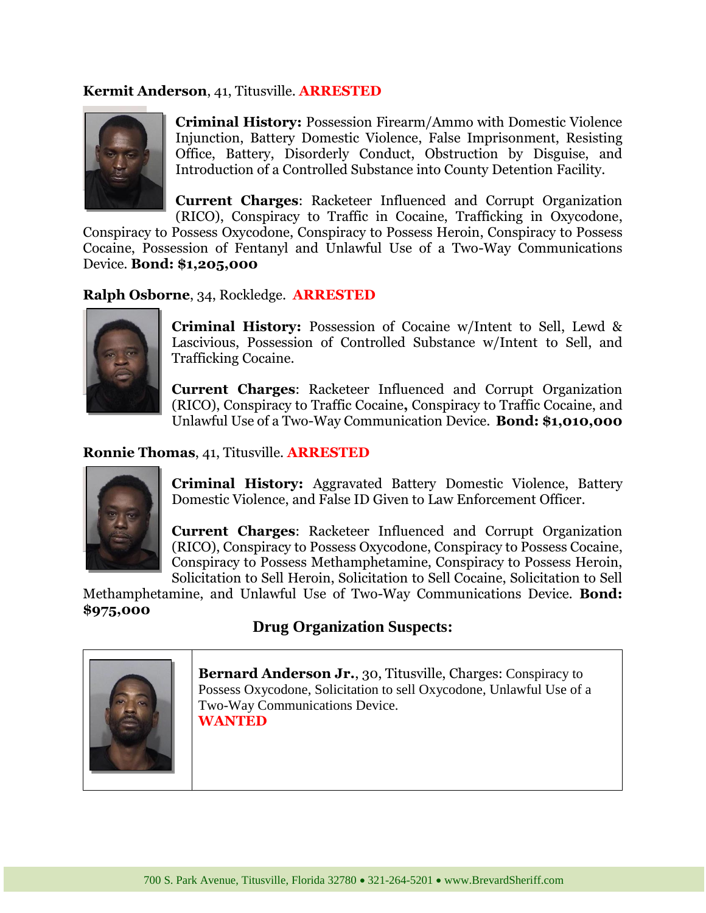**Kermit Anderson**, 41, Titusville. **ARRESTED**

**Criminal History:** Possession Firearm/Ammo with Domestic Violence Injunction, Battery Domestic Violence, False Imprisonment, Resisting Office, Battery, Disorderly Conduct, Obstruction by Disguise, and Introduction of a Controlled Substance into County Detention Facility.

**Current Charges**: Racketeer Influenced and Corrupt Organization (RICO), Conspiracy to Traffic in Cocaine, Trafficking in Oxycodone, Conspiracy to Possess Oxycodone, Conspiracy to Possess Heroin, Conspiracy to Possess Cocaine, Possession of Fentanyl and Unlawful Use of a Two-Way Communications Device. **Bond: $1,205,000**

**Ralph Osborne**, 34, Rockledge. **ARRESTED**

**Criminal History:** Possession of Cocaine w/Intent to Sell, Lewd & Lascivious, Possession of Controlled Substance w/Intent to Sell, and Trafficking Cocaine.

**Current Charges**: Racketeer Influenced and Corrupt Organization (RICO), Conspiracy to Traffic Cocaine**,** Conspiracy to Traffic Cocaine, and Unlawful Use of a Two-Way Communication Device. **Bond: $1,010,000**

**Ronnie Thomas**, 41, Titusville. **ARRESTED**

**Criminal History:** Aggravated Battery Domestic Violence, Battery Domestic Violence, and False ID Given to Law Enforcement Officer.

**Current Charges**: Racketeer Influenced and Corrupt Organization (RICO), Conspiracy to Possess Oxycodone, Conspiracy to Possess Cocaine, Conspiracy to Possess Methamphetamine, Conspiracy to Possess Heroin, Solicitation to Sell Heroin, Solicitation to Sell Cocaine, Solicitation to Sell Methamphetamine, and Unlawful Use of Two-Way Communications Device. **Bond: $975,000**

## Drug Organization Suspects:

**Bernard Anderson Jr.**, 30, Titusville, Charges: Conspiracy to Possess Oxycodone, Solicitation to sell Oxycodone, Unlawful Use of a Two-Way Communications Device.
**WANTED**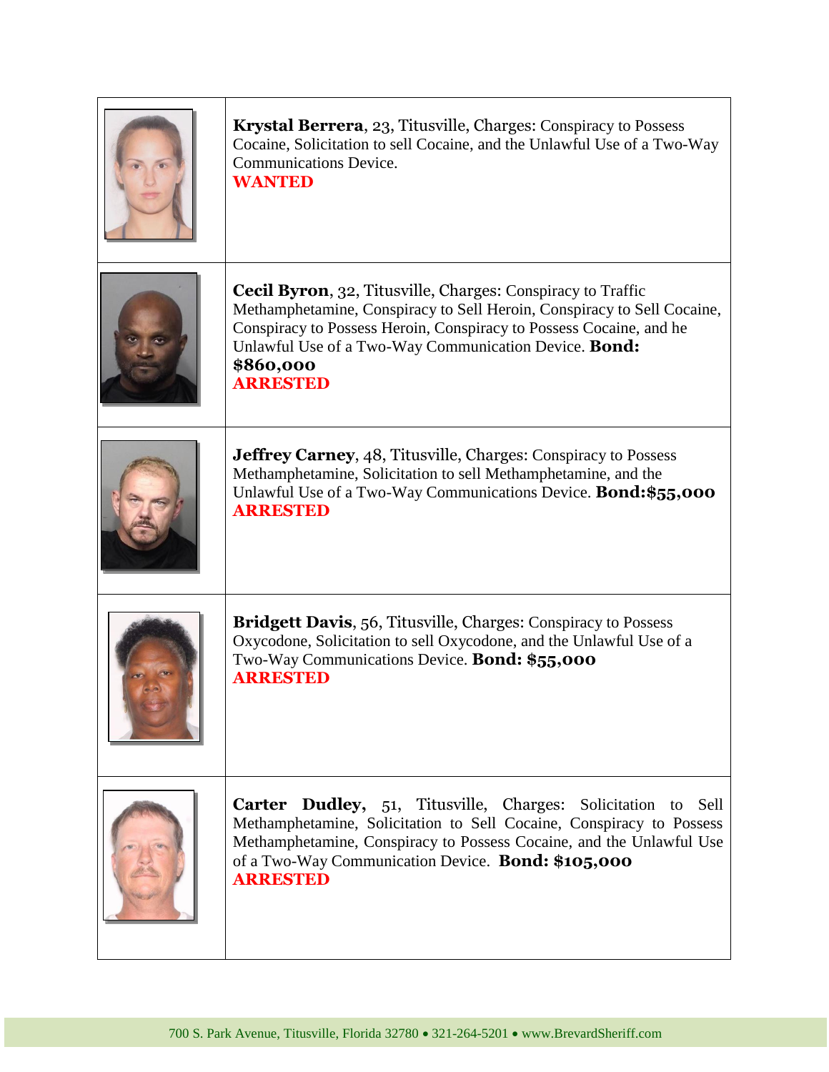**Krystal Berrera**, 23, Titusville, Charges: Conspiracy to Possess Cocaine, Solicitation to sell Cocaine, and the Unlawful Use of a Two-Way Communications Device.
**WANTED**

**Cecil Byron**, 32, Titusville, Charges: Conspiracy to Traffic Methamphetamine, Conspiracy to Sell Heroin, Conspiracy to Sell Cocaine, Conspiracy to Possess Heroin, Conspiracy to Possess Cocaine, and he Unlawful Use of a Two-Way Communication Device. **Bond: $860,000**
**ARRESTED**

**Jeffrey Carney**, 48, Titusville, Charges: Conspiracy to Possess Methamphetamine, Solicitation to sell Methamphetamine, and the Unlawful Use of a Two-Way Communications Device. **Bond:$55,000**
**ARRESTED**

**Bridgett Davis**, 56, Titusville, Charges: Conspiracy to Possess Oxycodone, Solicitation to sell Oxycodone, and the Unlawful Use of a Two-Way Communications Device. **Bond: $55,000**
**ARRESTED**

**Carter Dudley,** 51, Titusville, Charges: Solicitation to Sell Methamphetamine, Solicitation to Sell Cocaine, Conspiracy to Possess Methamphetamine, Conspiracy to Possess Cocaine, and the Unlawful Use of a Two-Way Communication Device. **Bond: $105,000**
**ARRESTED**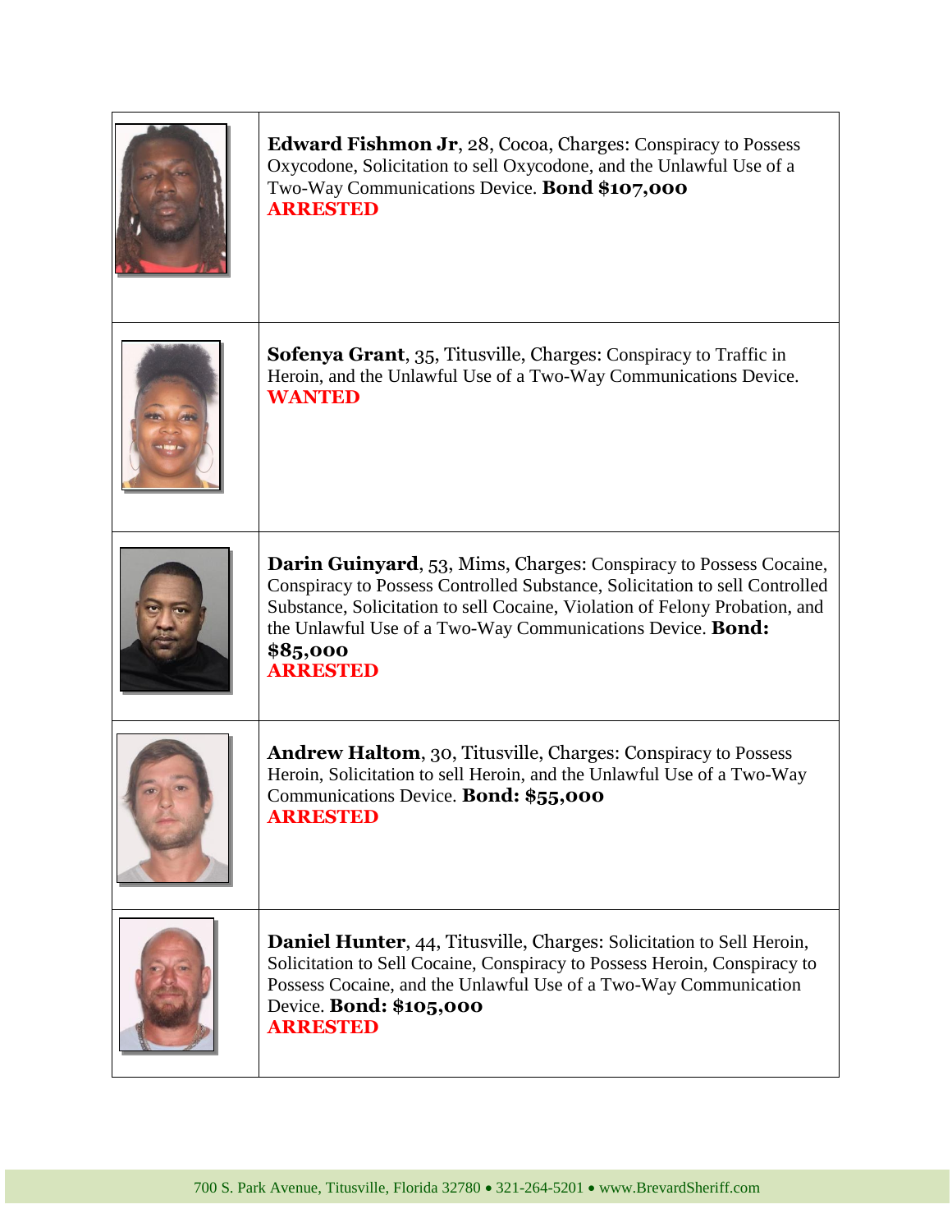**Edward Fishmon Jr**, 28, Cocoa, Charges: Conspiracy to Possess Oxycodone, Solicitation to sell Oxycodone, and the Unlawful Use of a Two-Way Communications Device. **Bond $107,000**
**ARRESTED**

**Sofenya Grant**, 35, Titusville, Charges: Conspiracy to Traffic in Heroin, and the Unlawful Use of a Two-Way Communications Device.
**WANTED**

**Darin Guinyard**, 53, Mims, Charges: Conspiracy to Possess Cocaine, Conspiracy to Possess Controlled Substance, Solicitation to sell Controlled Substance, Solicitation to sell Cocaine, Violation of Felony Probation, and the Unlawful Use of a Two-Way Communications Device. **Bond: $85,000**
**ARRESTED**

**Andrew Haltom**, 30, Titusville, Charges: Conspiracy to Possess Heroin, Solicitation to sell Heroin, and the Unlawful Use of a Two-Way Communications Device. **Bond: $55,000**
**ARRESTED**

**Daniel Hunter**, 44, Titusville, Charges: Solicitation to Sell Heroin, Solicitation to Sell Cocaine, Conspiracy to Possess Heroin, Conspiracy to Possess Cocaine, and the Unlawful Use of a Two-Way Communication Device. **Bond: $105,000**
**ARRESTED**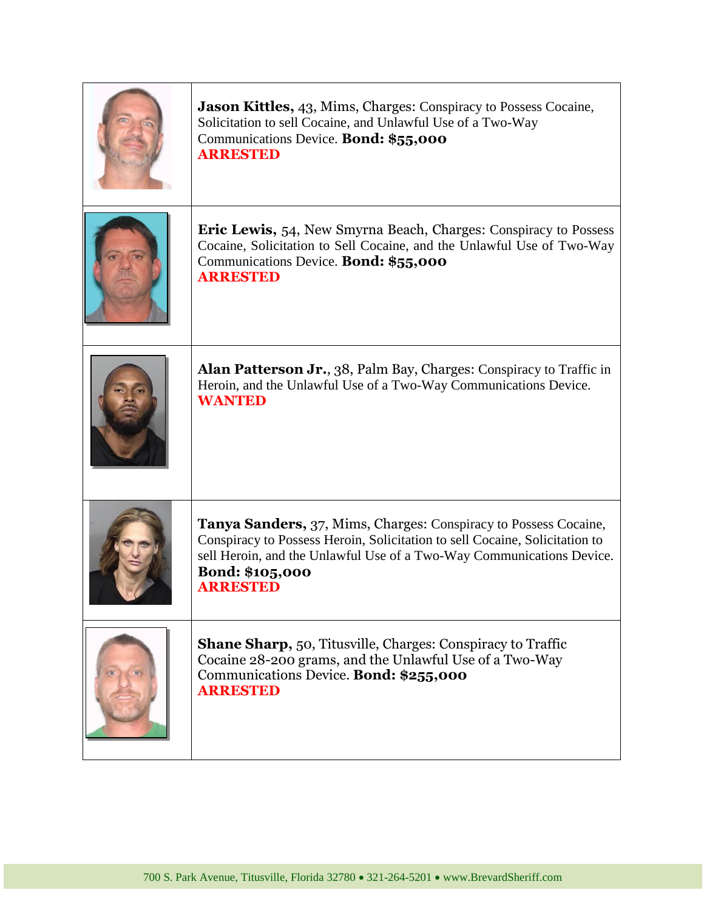| | |
|---|---|
| | **Jason Kittles,** 43, Mims, Charges: Conspiracy to Possess Cocaine, Solicitation to sell Cocaine, and Unlawful Use of a Two-Way Communications Device. **Bond: $55,000** **ARRESTED** |
| | **Eric Lewis,** 54, New Smyrna Beach, Charges: Conspiracy to Possess Cocaine, Solicitation to Sell Cocaine, and the Unlawful Use of Two-Way Communications Device. **Bond: $55,000** **ARRESTED** |
| | **Alan Patterson Jr.**, 38, Palm Bay, Charges: Conspiracy to Traffic in Heroin, and the Unlawful Use of a Two-Way Communications Device. **WANTED** |
| | **Tanya Sanders,** 37, Mims, Charges: Conspiracy to Possess Cocaine, Conspiracy to Possess Heroin, Solicitation to sell Cocaine, Solicitation to sell Heroin, and the Unlawful Use of a Two-Way Communications Device. **Bond: $105,000** **ARRESTED** |
| | **Shane Sharp,** 50, Titusville, Charges: Conspiracy to Traffic Cocaine 28-200 grams, and the Unlawful Use of a Two-Way Communications Device. **Bond: $255,000** **ARRESTED** |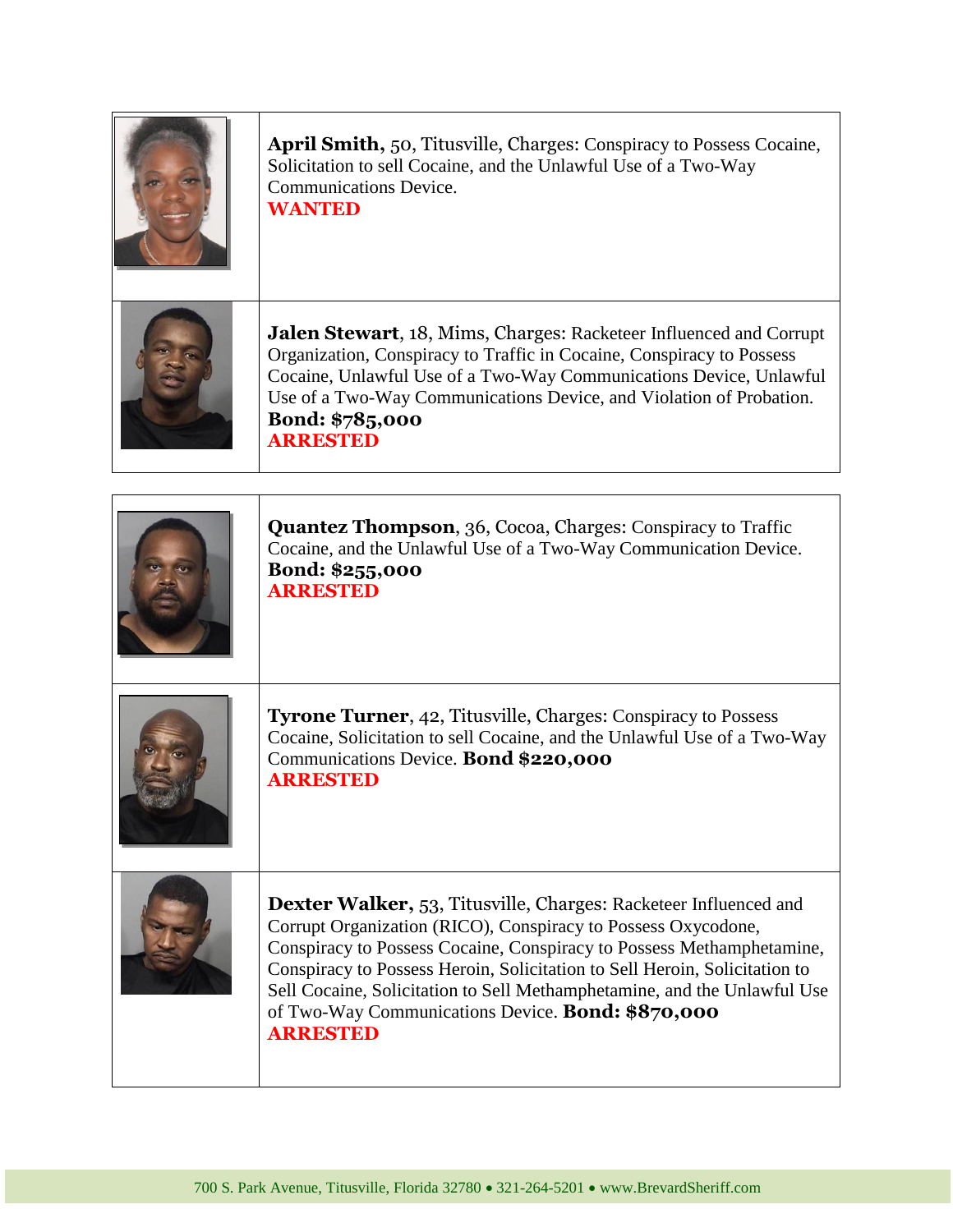**April Smith,** 50, Titusville, Charges: Conspiracy to Possess Cocaine, Solicitation to sell Cocaine, and the Unlawful Use of a Two-Way Communications Device.
**WANTED**

**Jalen Stewart**, 18, Mims, Charges: Racketeer Influenced and Corrupt Organization, Conspiracy to Traffic in Cocaine, Conspiracy to Possess Cocaine, Unlawful Use of a Two-Way Communications Device, Unlawful Use of a Two-Way Communications Device, and Violation of Probation.
**Bond: $785,000**
**ARRESTED**

**Quantez Thompson**, 36, Cocoa, Charges: Conspiracy to Traffic Cocaine, and the Unlawful Use of a Two-Way Communication Device.
**Bond: $255,000**
**ARRESTED**

**Tyrone Turner**, 42, Titusville, Charges: Conspiracy to Possess Cocaine, Solicitation to sell Cocaine, and the Unlawful Use of a Two-Way Communications Device. **Bond $220,000**
**ARRESTED**

**Dexter Walker,** 53, Titusville, Charges: Racketeer Influenced and Corrupt Organization (RICO), Conspiracy to Possess Oxycodone, Conspiracy to Possess Cocaine, Conspiracy to Possess Methamphetamine, Conspiracy to Possess Heroin, Solicitation to Sell Heroin, Solicitation to Sell Cocaine, Solicitation to Sell Methamphetamine, and the Unlawful Use of Two-Way Communications Device. **Bond: $870,000**
**ARRESTED**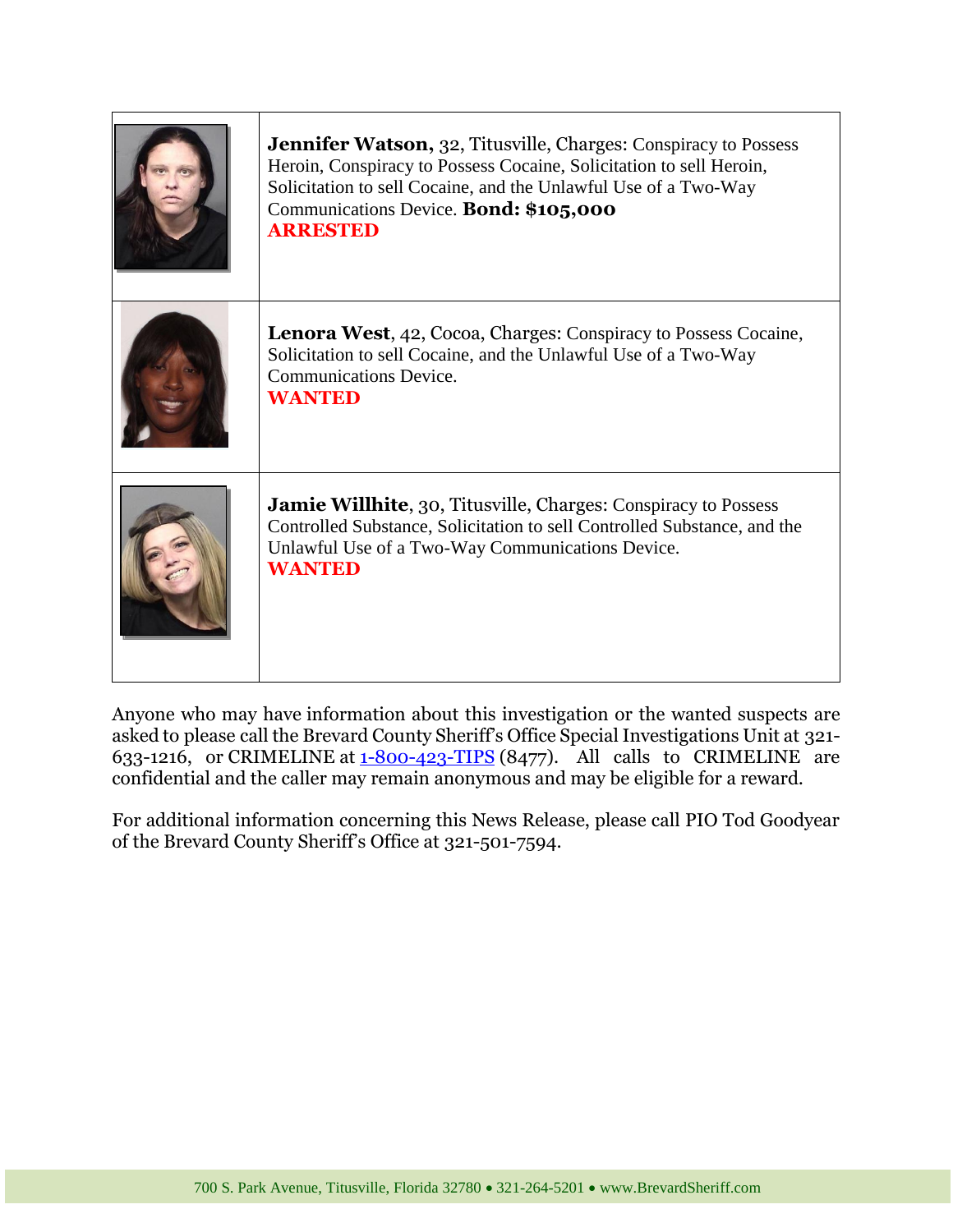| | |
|---|---|
| | **Jennifer Watson,** 32, Titusville, Charges: Conspiracy to Possess Heroin, Conspiracy to Possess Cocaine, Solicitation to sell Heroin, Solicitation to sell Cocaine, and the Unlawful Use of a Two-Way Communications Device. **Bond: $105,000** **ARRESTED** |
| | **Lenora West**, 42, Cocoa, Charges: Conspiracy to Possess Cocaine, Solicitation to sell Cocaine, and the Unlawful Use of a Two-Way Communications Device. **WANTED** |
| | **Jamie Willhite**, 30, Titusville, Charges: Conspiracy to Possess Controlled Substance, Solicitation to sell Controlled Substance, and the Unlawful Use of a Two-Way Communications Device. **WANTED** |

Anyone who may have information about this investigation or the wanted suspects are asked to please call the Brevard County Sheriff's Office Special Investigations Unit at 321-633-1216, or CRIMELINE at 1-800-423-TIPS (8477). All calls to CRIMELINE are confidential and the caller may remain anonymous and may be eligible for a reward.

For additional information concerning this News Release, please call PIO Tod Goodyear of the Brevard County Sheriff's Office at 321-501-7594.